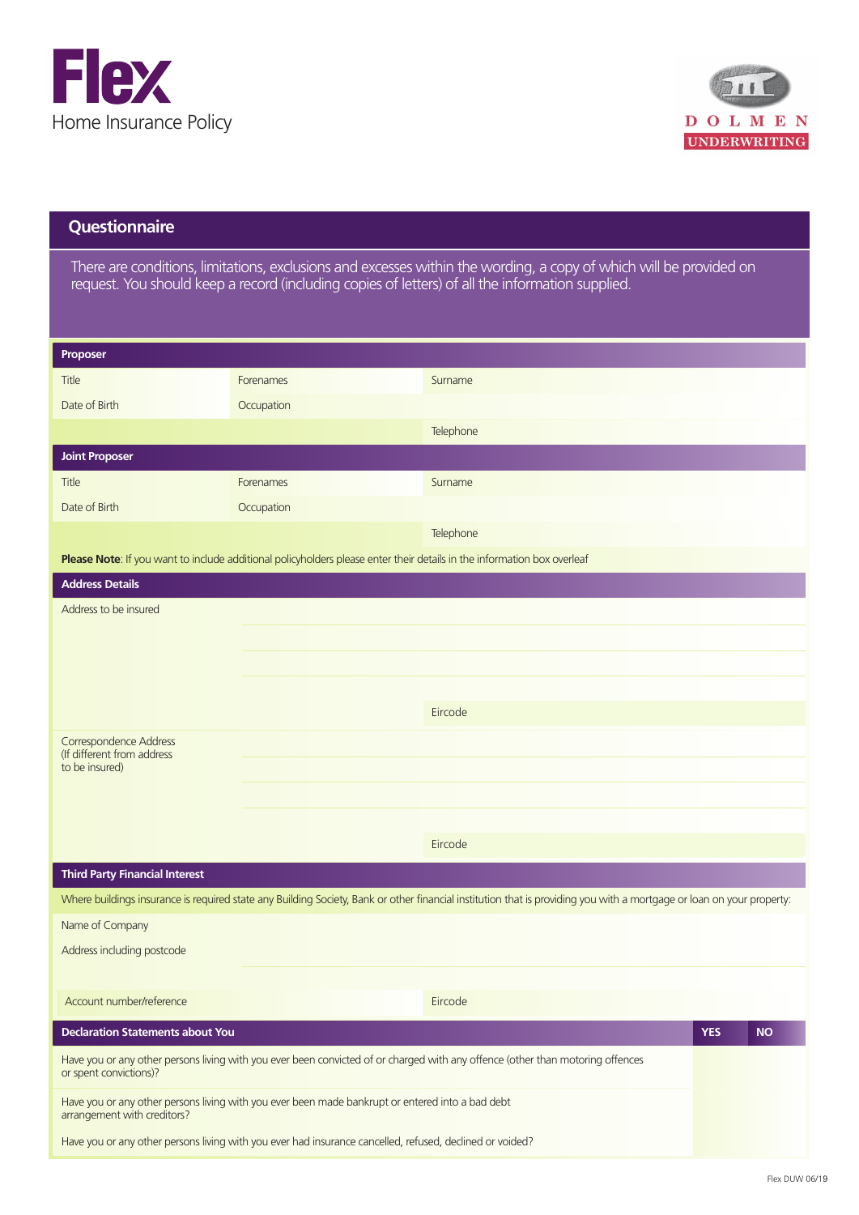# Flex

Home Insurance Policy

DOLMEN UNDERWRITING

## Questionnaire

There are conditions, limitations, exclusions and excesses within the wording, a copy of which will be provided on request. You should keep a record (including copies of letters) of all the information supplied.

### Proposer

| Title | Forenames | Surname |
|---|---|---|
| Date of Birth | Occupation | |
| | | Telephone |

### Joint Proposer

| Title | Forenames | Surname |
|---|---|---|
| Date of Birth | Occupation | |
| | | Telephone |

**Please Note**: If you want to include additional policyholders please enter their details in the information box overleaf

### Address Details

Address to be insured

Eircode

Correspondence Address
(If different from address to be insured)

Eircode

### Third Party Financial Interest

Where buildings insurance is required state any Building Society, Bank or other financial institution that is providing you with a mortgage or loan on your property:

Name of Company

Address including postcode

| Account number/reference | Eircode |
|---|---|

### Declaration Statements about You

| Declaration Statements about You | YES | NO |
|---|---|---|
| Have you or any other persons living with you ever been convicted of or charged with any offence (other than motoring offences or spent convictions)? | | |
| Have you or any other persons living with you ever been made bankrupt or entered into a bad debt arrangement with creditors? | | |
| Have you or any other persons living with you ever had insurance cancelled, refused, declined or voided? | | |

Flex DUW 06/19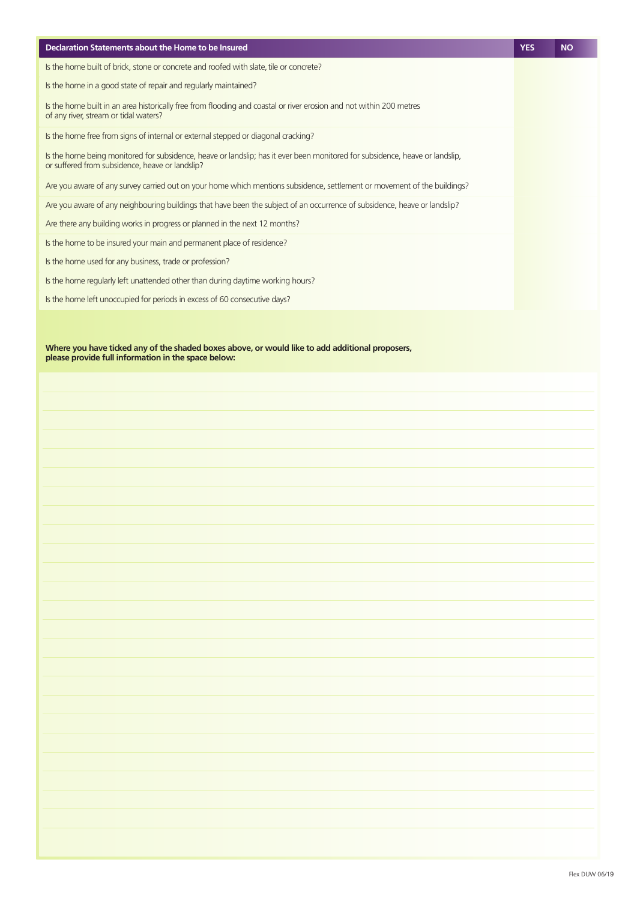| Declaration Statements about the Home to be Insured | YES | NO |
| --- | --- | --- |
| Is the home built of brick, stone or concrete and roofed with slate, tile or concrete? | | |
| Is the home in a good state of repair and regularly maintained? | | |
| Is the home built in an area historically free from flooding and coastal or river erosion and not within 200 metres of any river, stream or tidal waters? | | |
| Is the home free from signs of internal or external stepped or diagonal cracking? | | |
| Is the home being monitored for subsidence, heave or landslip; has it ever been monitored for subsidence, heave or landslip, or suffered from subsidence, heave or landslip? | | |
| Are you aware of any survey carried out on your home which mentions subsidence, settlement or movement of the buildings? | | |
| Are you aware of any neighbouring buildings that have been the subject of an occurrence of subsidence, heave or landslip? | | |
| Are there any building works in progress or planned in the next 12 months? | | |
| Is the home to be insured your main and permanent place of residence? | | |
| Is the home used for any business, trade or profession? | | |
| Is the home regularly left unattended other than during daytime working hours? | | |
| Is the home left unoccupied for periods in excess of 60 consecutive days? | | |

**Where you have ticked any of the shaded boxes above, or would like to add additional proposers, please provide full information in the space below:**

Flex DUW 06/19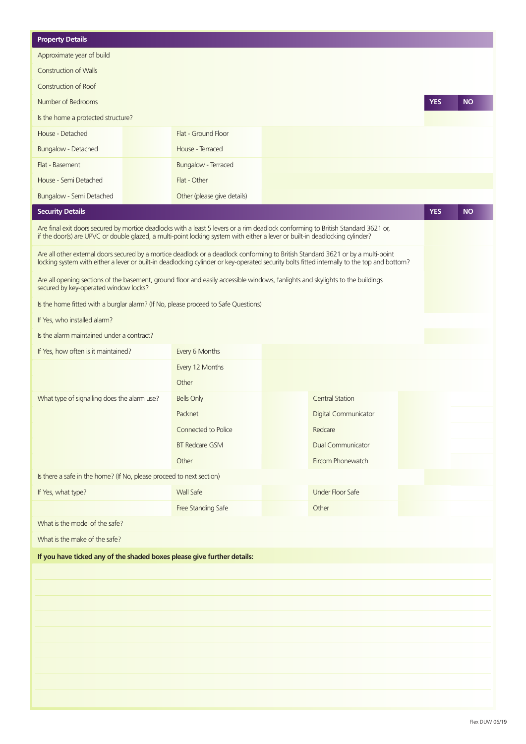## Property Details

| | | | | YES | NO |
|---|---|---|---|---|---|
| Approximate year of build | | | | | |
| Construction of Walls | | | | | |
| Construction of Roof | | | | | |
| Number of Bedrooms | | | | | |
| Is the home a protected structure? | | | | | |
| House - Detached | | Flat - Ground Floor | | | |
| Bungalow - Detached | | House - Terraced | | | |
| Flat - Basement | | Bungalow - Terraced | | | |
| House - Semi Detached | | Flat - Other | | | |
| Bungalow - Semi Detached | | Other (please give details) | | | |

## Security Details

| | | | | YES | NO |
|---|---|---|---|---|---|
| Are final exit doors secured by mortice deadlocks with a least 5 levers or a rim deadlock conforming to British Standard 3621 or, if the door(s) are UPVC or double glazed, a multi-point locking system with either a lever or built-in deadlocking cylinder? | | | | | |
| Are all other external doors secured by a mortice deadlock or a deadlock conforming to British Standard 3621 or by a multi-point locking system with either a lever or built-in deadlocking cylinder or key-operated security bolts fitted internally to the top and bottom? | | | | | |
| Are all opening sections of the basement, ground floor and easily accessible windows, fanlights and skylights to the buildings secured by key-operated window locks? | | | | | |
| Is the home fitted with a burglar alarm? (If No, please proceed to Safe Questions) | | | | | |
| If Yes, who installed alarm? | | | | | |
| Is the alarm maintained under a contract? | | | | | |
| If Yes, how often is it maintained? | Every 6 Months | | | | |
| | Every 12 Months | | | | |
| | Other | | | | |
| What type of signalling does the alarm use? | Bells Only | | Central Station | | |
| | Packnet | | Digital Communicator | | |
| | Connected to Police | | Redcare | | |
| | BT Redcare GSM | | Dual Communicator | | |
| | Other | | Eircom Phonewatch | | |
| Is there a safe in the home? (If No, please proceed to next section) | | | | | |
| If Yes, what type? | Wall Safe | | Under Floor Safe | | |
| | Free Standing Safe | | Other | | |
| What is the model of the safe? | | | | | |
| What is the make of the safe? | | | | | |

**If you have ticked any of the shaded boxes please give further details:**

Flex DUW 06/19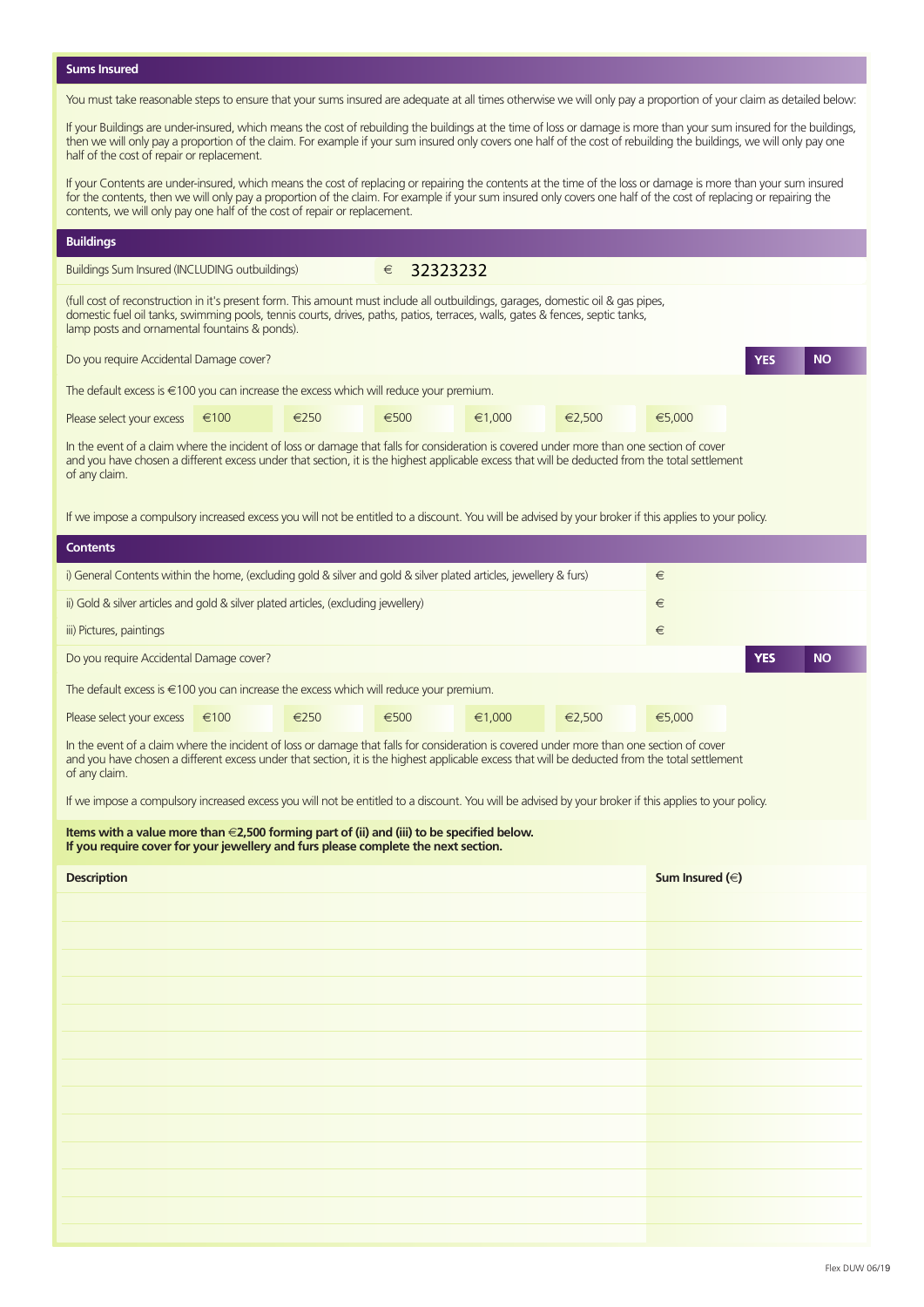## Sums Insured

You must take reasonable steps to ensure that your sums insured are adequate at all times otherwise we will only pay a proportion of your claim as detailed below:

If your Buildings are under-insured, which means the cost of rebuilding the buildings at the time of loss or damage is more than your sum insured for the buildings, then we will only pay a proportion of the claim. For example if your sum insured only covers one half of the cost of rebuilding the buildings, we will only pay one half of the cost of repair or replacement.

If your Contents are under-insured, which means the cost of replacing or repairing the contents at the time of the loss or damage is more than your sum insured for the contents, then we will only pay a proportion of the claim. For example if your sum insured only covers one half of the cost of replacing or repairing the contents, we will only pay one half of the cost of repair or replacement.

## Buildings

Buildings Sum Insured (INCLUDING outbuildings) € 32323232

(full cost of reconstruction in it's present form. This amount must include all outbuildings, garages, domestic oil & gas pipes, domestic fuel oil tanks, swimming pools, tennis courts, drives, paths, patios, terraces, walls, gates & fences, septic tanks, lamp posts and ornamental fountains & ponds).

Do you require Accidental Damage cover? **YES** **NO**

The default excess is €100 you can increase the excess which will reduce your premium.

| Please select your excess | €100 | €250 | €500 | €1,000 | €2,500 | €5,000 |
|---|---|---|---|---|---|---|

In the event of a claim where the incident of loss or damage that falls for consideration is covered under more than one section of cover and you have chosen a different excess under that section, it is the highest applicable excess that will be deducted from the total settlement of any claim.

If we impose a compulsory increased excess you will not be entitled to a discount. You will be advised by your broker if this applies to your policy.

## Contents

| | |
|---|---|
| i) General Contents within the home, (excluding gold & silver and gold & silver plated articles, jewellery & furs) | € |
| ii) Gold & silver articles and gold & silver plated articles, (excluding jewellery) | € |
| iii) Pictures, paintings | € |

Do you require Accidental Damage cover? **YES** **NO**

The default excess is €100 you can increase the excess which will reduce your premium.

| Please select your excess | €100 | €250 | €500 | €1,000 | €2,500 | €5,000 |
|---|---|---|---|---|---|---|

In the event of a claim where the incident of loss or damage that falls for consideration is covered under more than one section of cover and you have chosen a different excess under that section, it is the highest applicable excess that will be deducted from the total settlement of any claim.

If we impose a compulsory increased excess you will not be entitled to a discount. You will be advised by your broker if this applies to your policy.

**Items with a value more than €2,500 forming part of (ii) and (iii) to be specified below.**
**If you require cover for your jewellery and furs please complete the next section.**

| Description | Sum Insured (€) |
|---|---|
| | |
| | |
| | |
| | |
| | |
| | |
| | |
| | |
| | |
| | |
| | |
| | |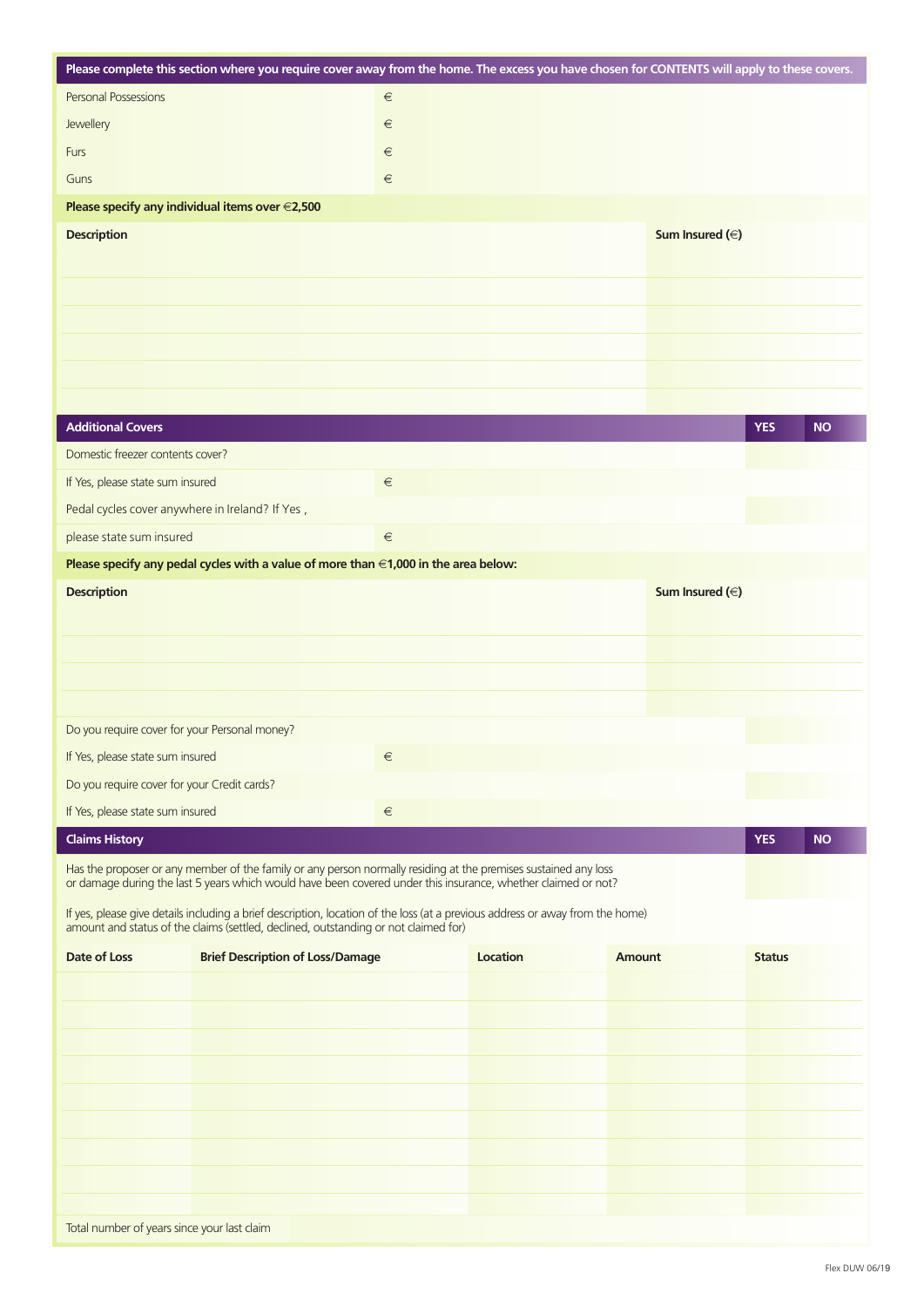**Please complete this section where you require cover away from the home. The excess you have chosen for CONTENTS will apply to these covers.**

| | |
|---|---|
| Personal Possessions | € |
| Jewellery | € |
| Furs | € |
| Guns | € |

**Please specify any individual items over €2,500**

| Description | Sum Insured (€) |
|---|---|
| | |
| | |
| | |
| | |
| | |

| Additional Covers | | YES | NO |
|---|---|---|---|
| Domestic freezer contents cover? | | | |
| If Yes, please state sum insured | € | | |
| Pedal cycles cover anywhere in Ireland? If Yes , | | | |
| please state sum insured | € | | |

**Please specify any pedal cycles with a value of more than €1,000 in the area below:**

| Description | Sum Insured (€) |
|---|---|
| | |
| | |
| | |
| | |

| | | YES | NO |
|---|---|---|---|
| Do you require cover for your Personal money? | | | |
| If Yes, please state sum insured | € | | |
| Do you require cover for your Credit cards? | | | |
| If Yes, please state sum insured | € | | |

| Claims History | YES | NO |
|---|---|---|
| Has the proposer or any member of the family or any person normally residing at the premises sustained any loss or damage during the last 5 years which would have been covered under this insurance, whether claimed or not? | | |

If yes, please give details including a brief description, location of the loss (at a previous address or away from the home) amount and status of the claims (settled, declined, outstanding or not claimed for)

| Date of Loss | Brief Description of Loss/Damage | Location | Amount | Status |
|---|---|---|---|---|
| | | | | |
| | | | | |
| | | | | |
| | | | | |
| | | | | |
| | | | | |
| | | | | |
| | | | | |
| | | | | |

Total number of years since your last claim

Flex DUW 06/19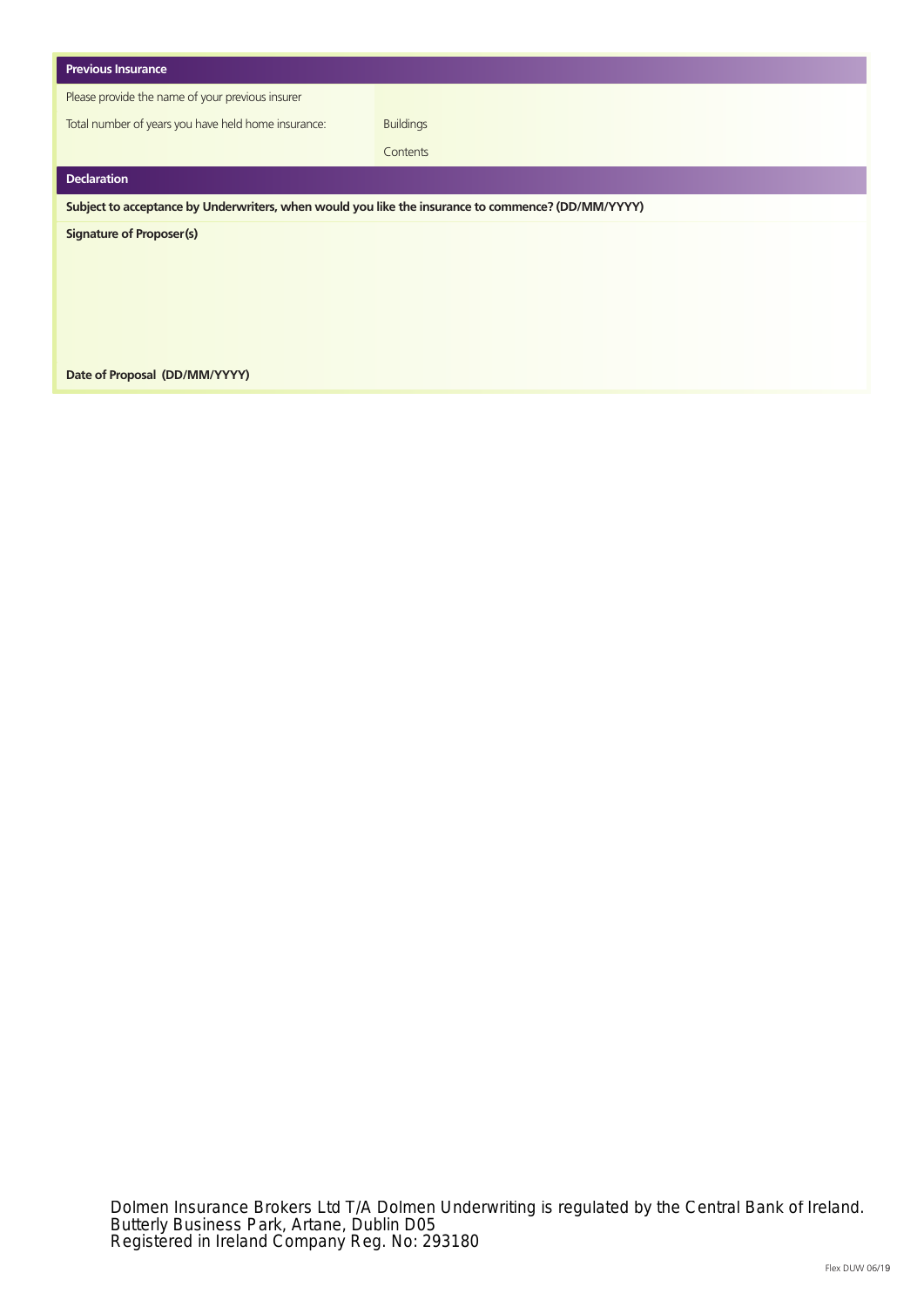## Previous Insurance

| | | |
|---|---|---|
| Please provide the name of your previous insurer | | |
| Total number of years you have held home insurance: | Buildings | |
| | Contents | |

## Declaration

**Subject to acceptance by Underwriters, when would you like the insurance to commence? (DD/MM/YYYY)**

**Signature of Proposer(s)**

**Date of Proposal (DD/MM/YYYY)**

Dolmen Insurance Brokers Ltd T/A Dolmen Underwriting is regulated by the Central Bank of Ireland.
Butterly Business Park, Artane, Dublin D05
Registered in Ireland Company Reg. No: 293180

Flex DUW 06/19